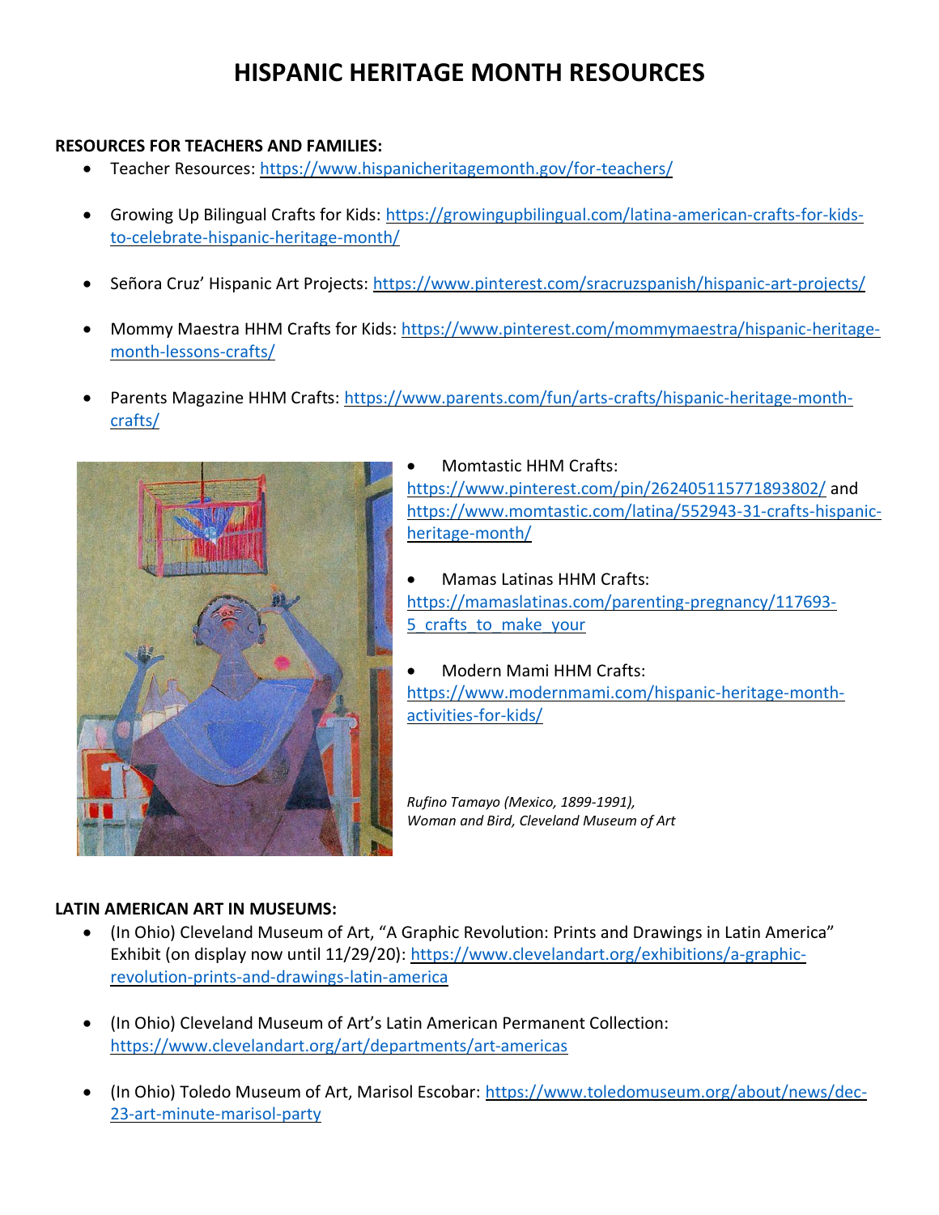# HISPANIC HERITAGE MONTH RESOURCES

**RESOURCES FOR TEACHERS AND FAMILIES:**

- Teacher Resources: https://www.hispanicheritagemonth.gov/for-teachers/
- Growing Up Bilingual Crafts for Kids: https://growingupbilingual.com/latina-american-crafts-for-kids-to-celebrate-hispanic-heritage-month/
- Señora Cruz' Hispanic Art Projects: https://www.pinterest.com/sracruzspanish/hispanic-art-projects/
- Mommy Maestra HHM Crafts for Kids: https://www.pinterest.com/mommymaestra/hispanic-heritage-month-lessons-crafts/
- Parents Magazine HHM Crafts: https://www.parents.com/fun/arts-crafts/hispanic-heritage-month-crafts/
- Momtastic HHM Crafts: https://www.pinterest.com/pin/262405115771893802/ and https://www.momtastic.com/latina/552943-31-crafts-hispanic-heritage-month/
- Mamas Latinas HHM Crafts: https://mamaslatinas.com/parenting-pregnancy/117693-5_crafts_to_make_your
- Modern Mami HHM Crafts: https://www.modernmami.com/hispanic-heritage-month-activities-for-kids/

*Rufino Tamayo (Mexico, 1899-1991), Woman and Bird, Cleveland Museum of Art*

**LATIN AMERICAN ART IN MUSEUMS:**

- (In Ohio) Cleveland Museum of Art, "A Graphic Revolution: Prints and Drawings in Latin America" Exhibit (on display now until 11/29/20): https://www.clevelandart.org/exhibitions/a-graphic-revolution-prints-and-drawings-latin-america
- (In Ohio) Cleveland Museum of Art's Latin American Permanent Collection: https://www.clevelandart.org/art/departments/art-americas
- (In Ohio) Toledo Museum of Art, Marisol Escobar: https://www.toledomuseum.org/about/news/dec-23-art-minute-marisol-party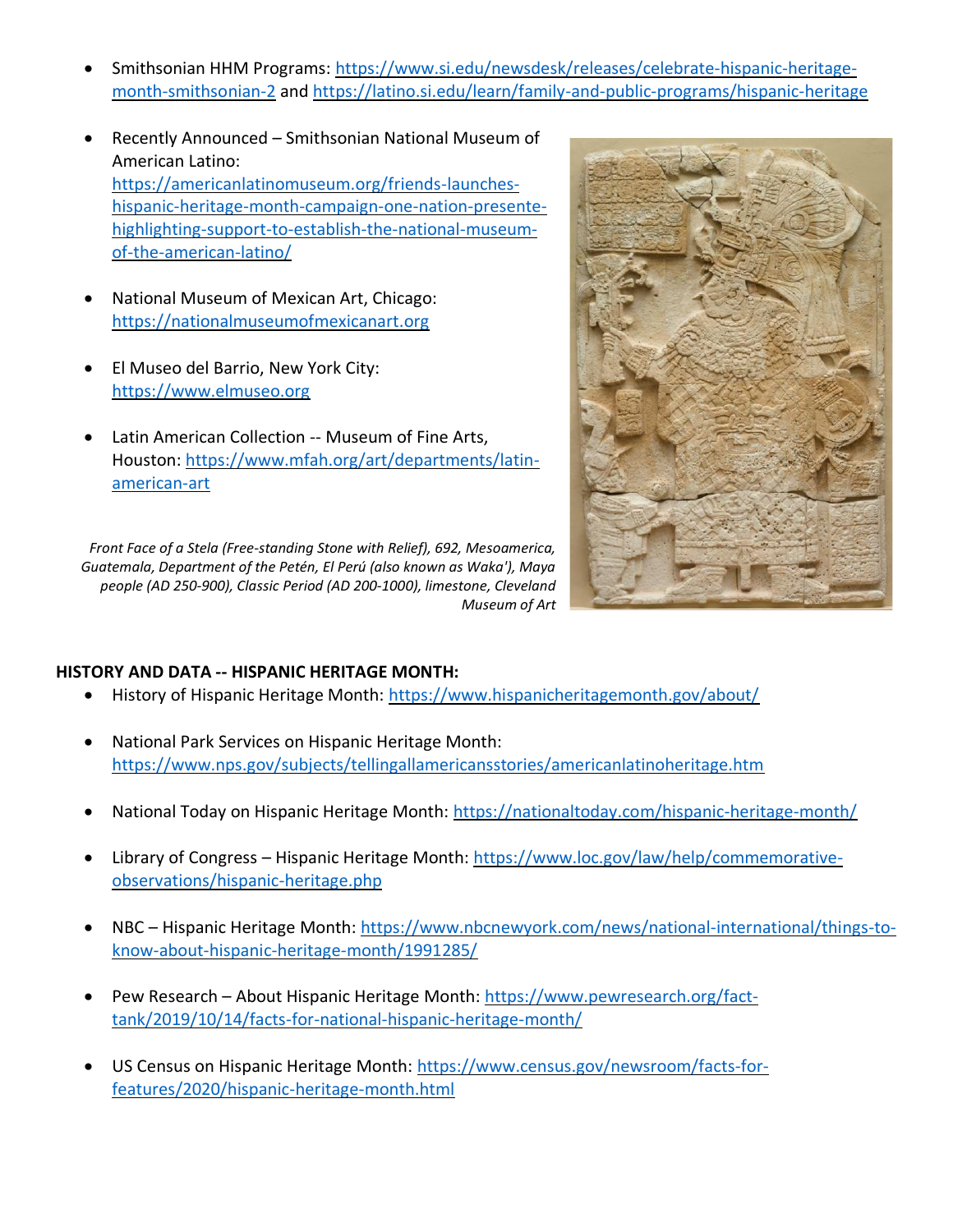- Smithsonian HHM Programs: https://www.si.edu/newsdesk/releases/celebrate-hispanic-heritage-month-smithsonian-2 and https://latino.si.edu/learn/family-and-public-programs/hispanic-heritage

- Recently Announced – Smithsonian National Museum of American Latino: https://americanlatinomuseum.org/friends-launches-hispanic-heritage-month-campaign-one-nation-presente-highlighting-support-to-establish-the-national-museum-of-the-american-latino/

- National Museum of Mexican Art, Chicago: https://nationalmuseumofmexicanart.org

- El Museo del Barrio, New York City: https://www.elmuseo.org

- Latin American Collection -- Museum of Fine Arts, Houston: https://www.mfah.org/art/departments/latin-american-art

*Front Face of a Stela (Free-standing Stone with Relief), 692, Mesoamerica, Guatemala, Department of the Petén, El Perú (also known as Waka'), Maya people (AD 250-900), Classic Period (AD 200-1000), limestone, Cleveland Museum of Art*

**HISTORY AND DATA -- HISPANIC HERITAGE MONTH:**

- History of Hispanic Heritage Month: https://www.hispanicheritagemonth.gov/about/

- National Park Services on Hispanic Heritage Month: https://www.nps.gov/subjects/tellingallamericansstories/americanlatinoheritage.htm

- National Today on Hispanic Heritage Month: https://nationaltoday.com/hispanic-heritage-month/

- Library of Congress – Hispanic Heritage Month: https://www.loc.gov/law/help/commemorative-observations/hispanic-heritage.php

- NBC – Hispanic Heritage Month: https://www.nbcnewyork.com/news/national-international/things-to-know-about-hispanic-heritage-month/1991285/

- Pew Research – About Hispanic Heritage Month: https://www.pewresearch.org/fact-tank/2019/10/14/facts-for-national-hispanic-heritage-month/

- US Census on Hispanic Heritage Month: https://www.census.gov/newsroom/facts-for-features/2020/hispanic-heritage-month.html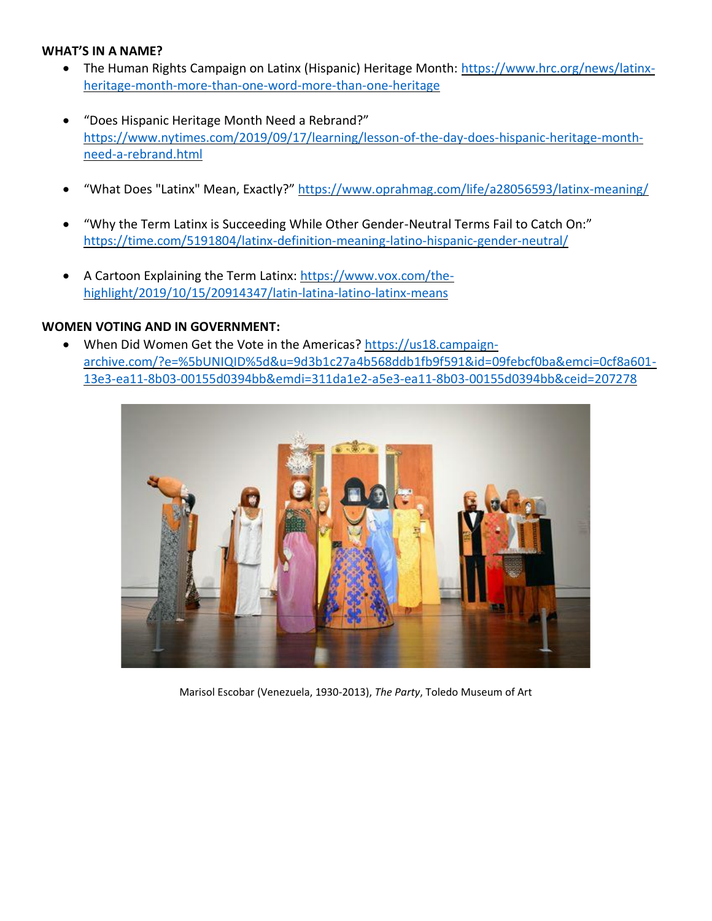**WHAT'S IN A NAME?**

- The Human Rights Campaign on Latinx (Hispanic) Heritage Month: https://www.hrc.org/news/latinx-heritage-month-more-than-one-word-more-than-one-heritage
- "Does Hispanic Heritage Month Need a Rebrand?" https://www.nytimes.com/2019/09/17/learning/lesson-of-the-day-does-hispanic-heritage-month-need-a-rebrand.html
- "What Does "Latinx" Mean, Exactly?" https://www.oprahmag.com/life/a28056593/latinx-meaning/
- "Why the Term Latinx is Succeeding While Other Gender-Neutral Terms Fail to Catch On:" https://time.com/5191804/latinx-definition-meaning-latino-hispanic-gender-neutral/
- A Cartoon Explaining the Term Latinx: https://www.vox.com/the-highlight/2019/10/15/20914347/latin-latina-latino-latinx-means

**WOMEN VOTING AND IN GOVERNMENT:**

- When Did Women Get the Vote in the Americas? https://us18.campaign-archive.com/?e=%5bUNIQID%5d&u=9d3b1c27a4b568ddb1fb9f591&id=09febcf0ba&emci=0cf8a601-13e3-ea11-8b03-00155d0394bb&emdi=311da1e2-a5e3-ea11-8b03-00155d0394bb&ceid=207278

Marisol Escobar (Venezuela, 1930-2013), *The Party*, Toledo Museum of Art